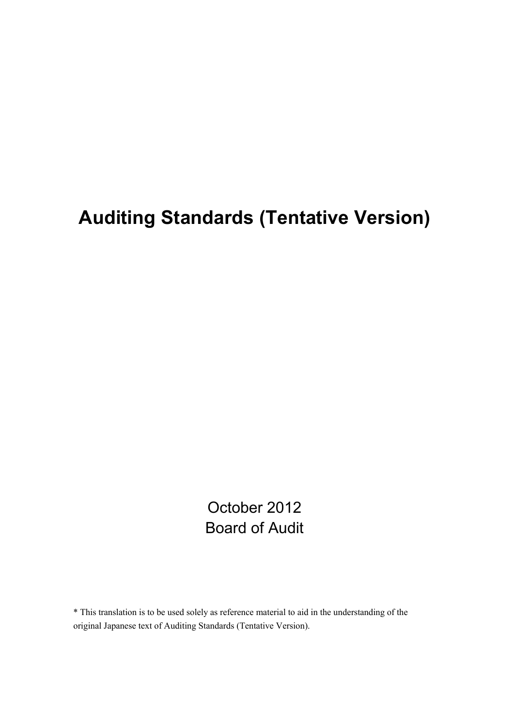# Auditing Standards (Tentative Version)

October 2012
Board of Audit

* This translation is to be used solely as reference material to aid in the understanding of the original Japanese text of Auditing Standards (Tentative Version).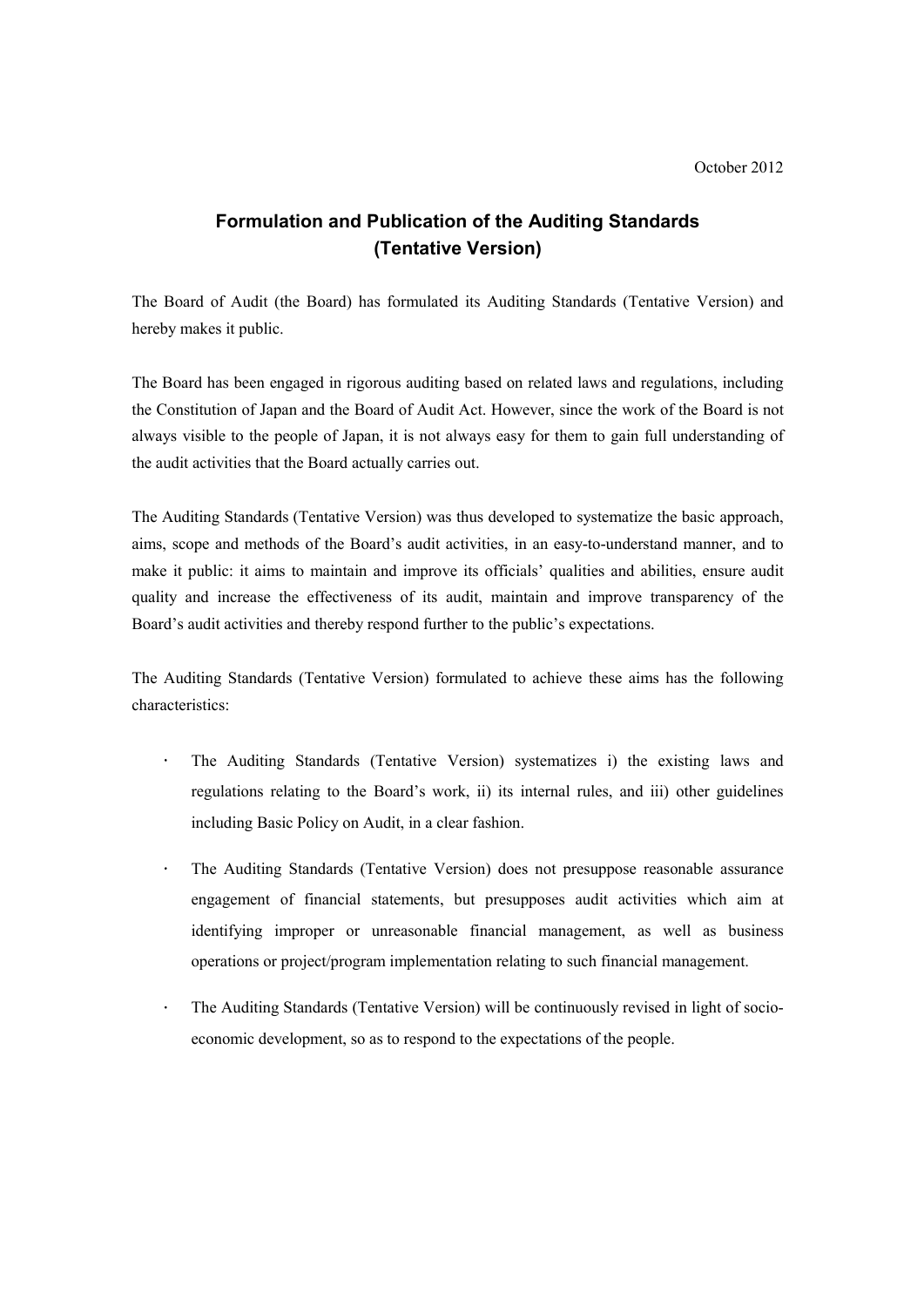October 2012

# Formulation and Publication of the Auditing Standards (Tentative Version)

The Board of Audit (the Board) has formulated its Auditing Standards (Tentative Version) and hereby makes it public.

The Board has been engaged in rigorous auditing based on related laws and regulations, including the Constitution of Japan and the Board of Audit Act. However, since the work of the Board is not always visible to the people of Japan, it is not always easy for them to gain full understanding of the audit activities that the Board actually carries out.

The Auditing Standards (Tentative Version) was thus developed to systematize the basic approach, aims, scope and methods of the Board's audit activities, in an easy-to-understand manner, and to make it public: it aims to maintain and improve its officials' qualities and abilities, ensure audit quality and increase the effectiveness of its audit, maintain and improve transparency of the Board's audit activities and thereby respond further to the public's expectations.

The Auditing Standards (Tentative Version) formulated to achieve these aims has the following characteristics:

- The Auditing Standards (Tentative Version) systematizes i) the existing laws and regulations relating to the Board's work, ii) its internal rules, and iii) other guidelines including Basic Policy on Audit, in a clear fashion.
- The Auditing Standards (Tentative Version) does not presuppose reasonable assurance engagement of financial statements, but presupposes audit activities which aim at identifying improper or unreasonable financial management, as well as business operations or project/program implementation relating to such financial management.
- The Auditing Standards (Tentative Version) will be continuously revised in light of socio-economic development, so as to respond to the expectations of the people.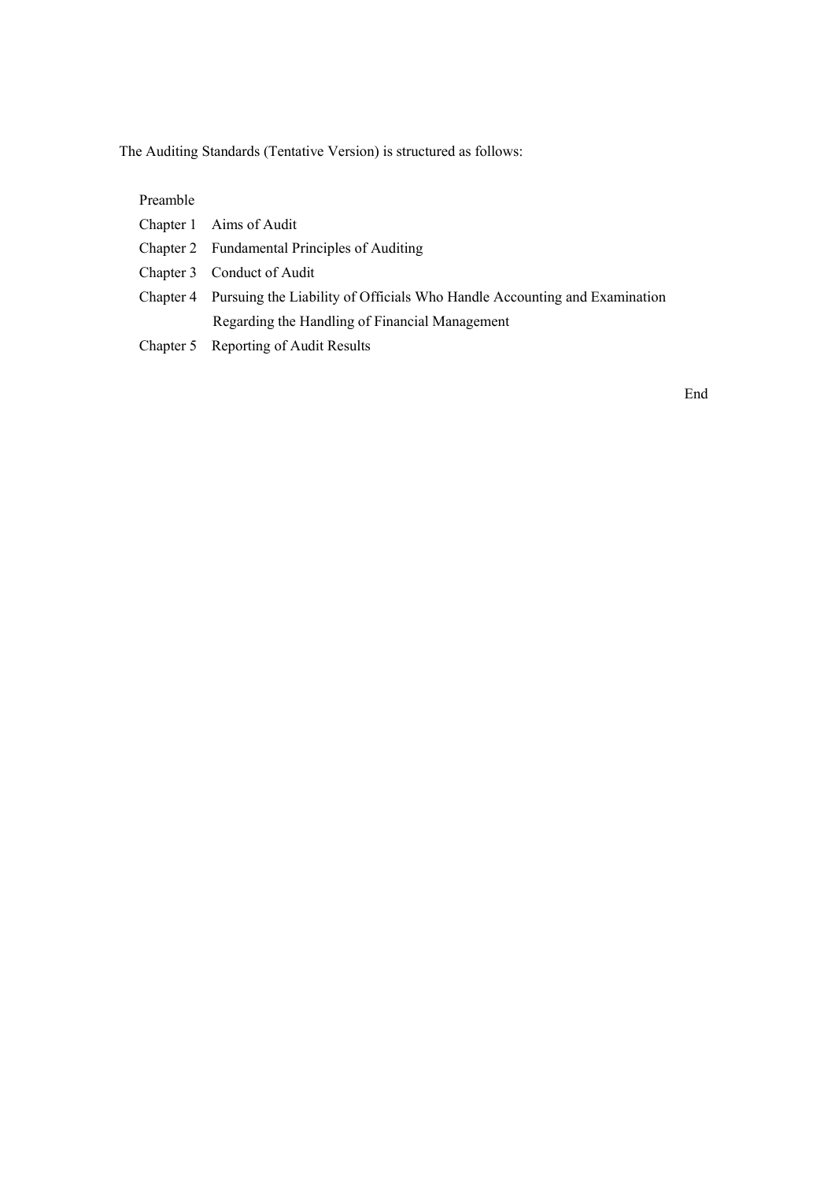The Auditing Standards (Tentative Version) is structured as follows:

- Preamble
- Chapter 1 Aims of Audit
- Chapter 2 Fundamental Principles of Auditing
- Chapter 3 Conduct of Audit
- Chapter 4 Pursuing the Liability of Officials Who Handle Accounting and Examination Regarding the Handling of Financial Management
- Chapter 5 Reporting of Audit Results

End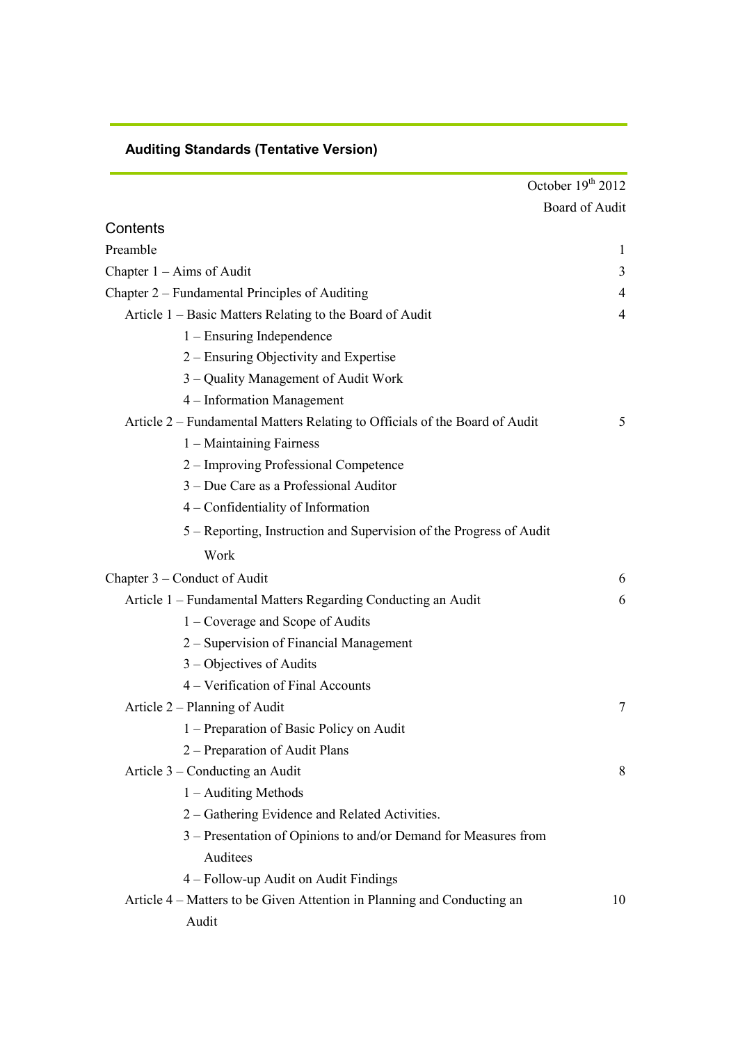## Auditing Standards (Tentative Version)

October 19th 2012

Board of Audit

### Contents

| | |
|---|---|
| Preamble | 1 |
| Chapter 1 – Aims of Audit | 3 |
| Chapter 2 – Fundamental Principles of Auditing | 4 |
| Article 1 – Basic Matters Relating to the Board of Audit | 4 |
| 1 – Ensuring Independence | |
| 2 – Ensuring Objectivity and Expertise | |
| 3 – Quality Management of Audit Work | |
| 4 – Information Management | |
| Article 2 – Fundamental Matters Relating to Officials of the Board of Audit | 5 |
| 1 – Maintaining Fairness | |
| 2 – Improving Professional Competence | |
| 3 – Due Care as a Professional Auditor | |
| 4 – Confidentiality of Information | |
| 5 – Reporting, Instruction and Supervision of the Progress of Audit Work | |
| Chapter 3 – Conduct of Audit | 6 |
| Article 1 – Fundamental Matters Regarding Conducting an Audit | 6 |
| 1 – Coverage and Scope of Audits | |
| 2 – Supervision of Financial Management | |
| 3 – Objectives of Audits | |
| 4 – Verification of Final Accounts | |
| Article 2 – Planning of Audit | 7 |
| 1 – Preparation of Basic Policy on Audit | |
| 2 – Preparation of Audit Plans | |
| Article 3 – Conducting an Audit | 8 |
| 1 – Auditing Methods | |
| 2 – Gathering Evidence and Related Activities. | |
| 3 – Presentation of Opinions to and/or Demand for Measures from Auditees | |
| 4 – Follow-up Audit on Audit Findings | |
| Article 4 – Matters to be Given Attention in Planning and Conducting an Audit | 10 |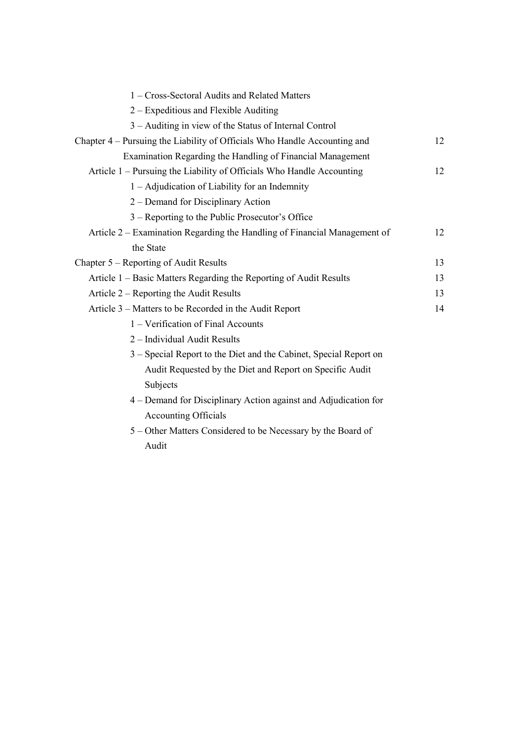1 – Cross-Sectoral Audits and Related Matters

2 – Expeditious and Flexible Auditing

3 – Auditing in view of the Status of Internal Control

| | |
|---|---|
| Chapter 4 – Pursuing the Liability of Officials Who Handle Accounting and Examination Regarding the Handling of Financial Management | 12 |
| Article 1 – Pursuing the Liability of Officials Who Handle Accounting | 12 |

1 – Adjudication of Liability for an Indemnity

2 – Demand for Disciplinary Action

3 – Reporting to the Public Prosecutor's Office

| | |
|---|---|
| Article 2 – Examination Regarding the Handling of Financial Management of the State | 12 |
| Chapter 5 – Reporting of Audit Results | 13 |
| Article 1 – Basic Matters Regarding the Reporting of Audit Results | 13 |
| Article 2 – Reporting the Audit Results | 13 |
| Article 3 – Matters to be Recorded in the Audit Report | 14 |

1 – Verification of Final Accounts

2 – Individual Audit Results

3 – Special Report to the Diet and the Cabinet, Special Report on Audit Requested by the Diet and Report on Specific Audit Subjects

4 – Demand for Disciplinary Action against and Adjudication for Accounting Officials

5 – Other Matters Considered to be Necessary by the Board of Audit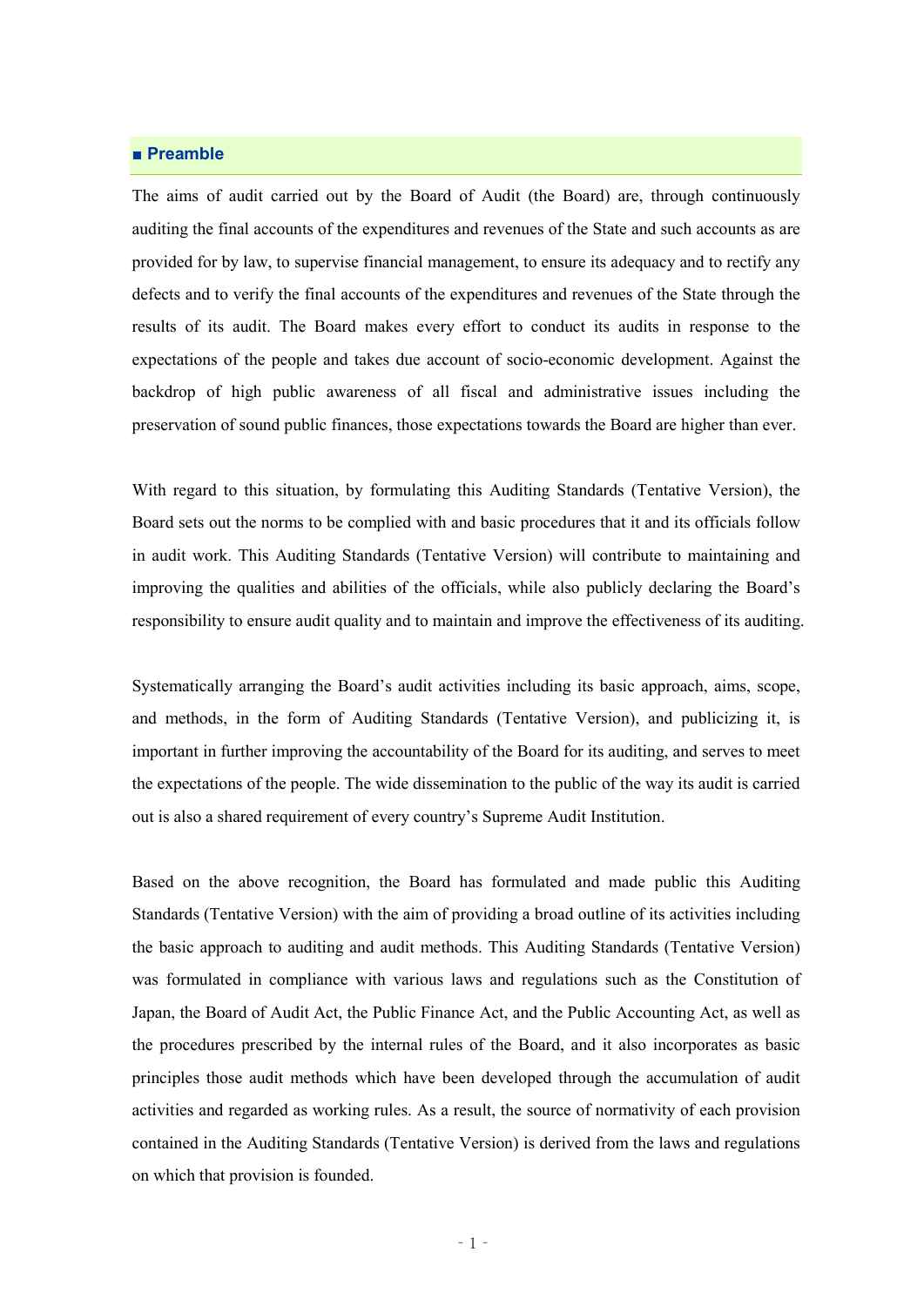## ■ Preamble

The aims of audit carried out by the Board of Audit (the Board) are, through continuously auditing the final accounts of the expenditures and revenues of the State and such accounts as are provided for by law, to supervise financial management, to ensure its adequacy and to rectify any defects and to verify the final accounts of the expenditures and revenues of the State through the results of its audit. The Board makes every effort to conduct its audits in response to the expectations of the people and takes due account of socio-economic development. Against the backdrop of high public awareness of all fiscal and administrative issues including the preservation of sound public finances, those expectations towards the Board are higher than ever.

With regard to this situation, by formulating this Auditing Standards (Tentative Version), the Board sets out the norms to be complied with and basic procedures that it and its officials follow in audit work. This Auditing Standards (Tentative Version) will contribute to maintaining and improving the qualities and abilities of the officials, while also publicly declaring the Board's responsibility to ensure audit quality and to maintain and improve the effectiveness of its auditing.

Systematically arranging the Board's audit activities including its basic approach, aims, scope, and methods, in the form of Auditing Standards (Tentative Version), and publicizing it, is important in further improving the accountability of the Board for its auditing, and serves to meet the expectations of the people. The wide dissemination to the public of the way its audit is carried out is also a shared requirement of every country's Supreme Audit Institution.

Based on the above recognition, the Board has formulated and made public this Auditing Standards (Tentative Version) with the aim of providing a broad outline of its activities including the basic approach to auditing and audit methods. This Auditing Standards (Tentative Version) was formulated in compliance with various laws and regulations such as the Constitution of Japan, the Board of Audit Act, the Public Finance Act, and the Public Accounting Act, as well as the procedures prescribed by the internal rules of the Board, and it also incorporates as basic principles those audit methods which have been developed through the accumulation of audit activities and regarded as working rules. As a result, the source of normativity of each provision contained in the Auditing Standards (Tentative Version) is derived from the laws and regulations on which that provision is founded.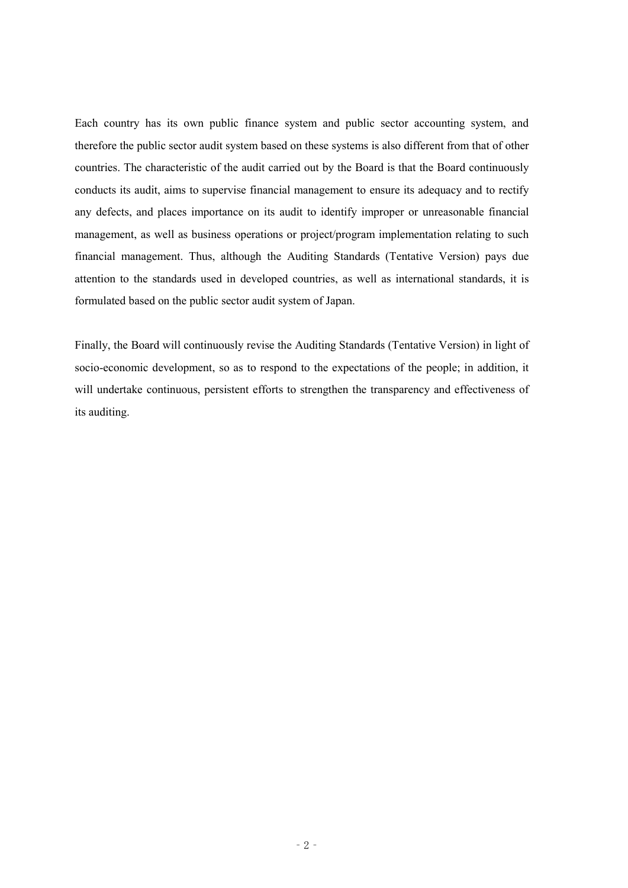Each country has its own public finance system and public sector accounting system, and therefore the public sector audit system based on these systems is also different from that of other countries. The characteristic of the audit carried out by the Board is that the Board continuously conducts its audit, aims to supervise financial management to ensure its adequacy and to rectify any defects, and places importance on its audit to identify improper or unreasonable financial management, as well as business operations or project/program implementation relating to such financial management. Thus, although the Auditing Standards (Tentative Version) pays due attention to the standards used in developed countries, as well as international standards, it is formulated based on the public sector audit system of Japan.

Finally, the Board will continuously revise the Auditing Standards (Tentative Version) in light of socio-economic development, so as to respond to the expectations of the people; in addition, it will undertake continuous, persistent efforts to strengthen the transparency and effectiveness of its auditing.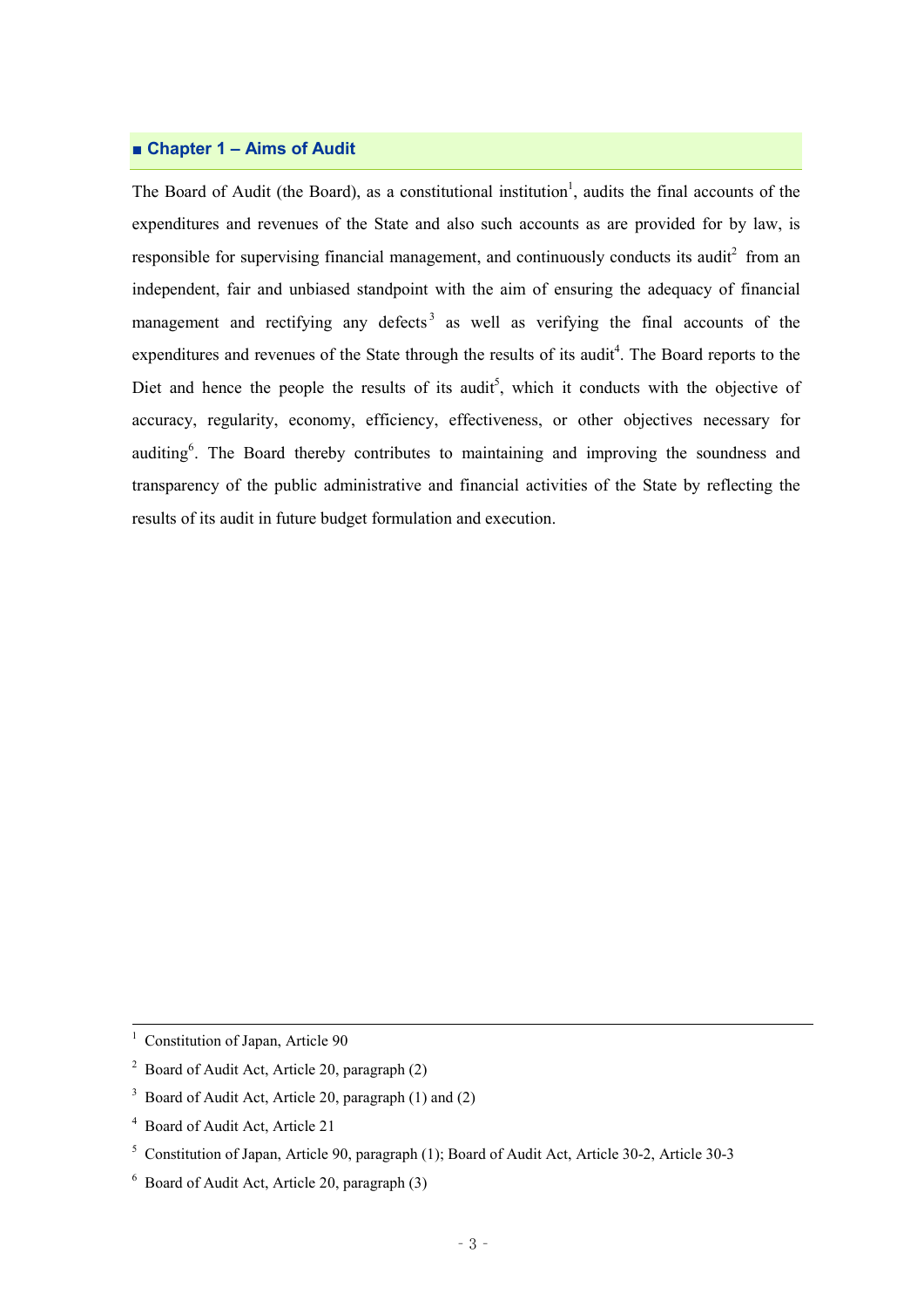## ■ Chapter 1 – Aims of Audit

The Board of Audit (the Board), as a constitutional institution[1], audits the final accounts of the expenditures and revenues of the State and also such accounts as are provided for by law, is responsible for supervising financial management, and continuously conducts its audit[2] from an independent, fair and unbiased standpoint with the aim of ensuring the adequacy of financial management and rectifying any defects[3] as well as verifying the final accounts of the expenditures and revenues of the State through the results of its audit[4]. The Board reports to the Diet and hence the people the results of its audit[5], which it conducts with the objective of accuracy, regularity, economy, efficiency, effectiveness, or other objectives necessary for auditing[6]. The Board thereby contributes to maintaining and improving the soundness and transparency of the public administrative and financial activities of the State by reflecting the results of its audit in future budget formulation and execution.

---

[1] Constitution of Japan, Article 90

[2] Board of Audit Act, Article 20, paragraph (2)

[3] Board of Audit Act, Article 20, paragraph (1) and (2)

[4] Board of Audit Act, Article 21

[5] Constitution of Japan, Article 90, paragraph (1); Board of Audit Act, Article 30-2, Article 30-3

[6] Board of Audit Act, Article 20, paragraph (3)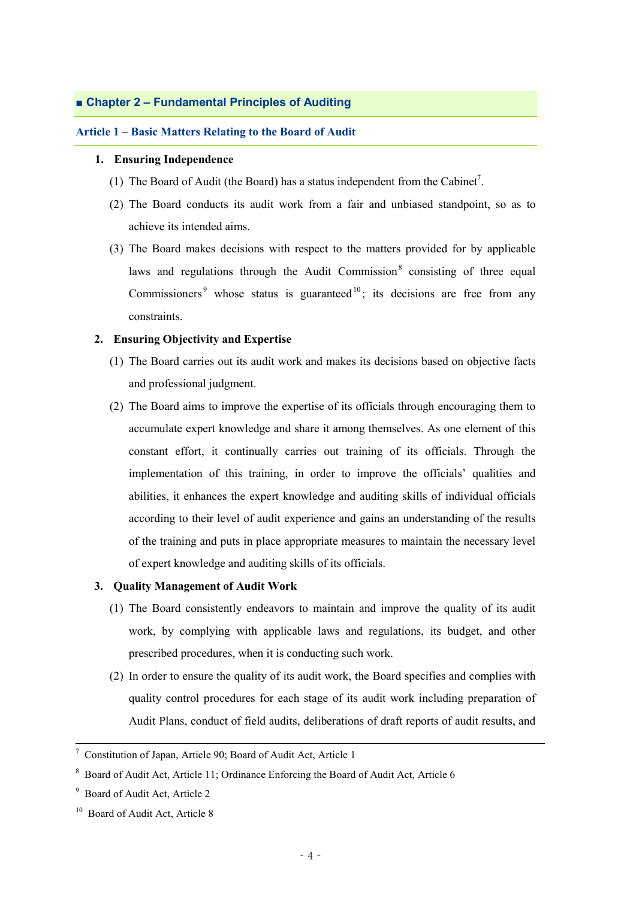## ■ Chapter 2 – Fundamental Principles of Auditing

### Article 1 – Basic Matters Relating to the Board of Audit

**1. Ensuring Independence**

(1) The Board of Audit (the Board) has a status independent from the Cabinet[7].

(2) The Board conducts its audit work from a fair and unbiased standpoint, so as to achieve its intended aims.

(3) The Board makes decisions with respect to the matters provided for by applicable laws and regulations through the Audit Commission[8] consisting of three equal Commissioners[9] whose status is guaranteed[10]; its decisions are free from any constraints.

**2. Ensuring Objectivity and Expertise**

(1) The Board carries out its audit work and makes its decisions based on objective facts and professional judgment.

(2) The Board aims to improve the expertise of its officials through encouraging them to accumulate expert knowledge and share it among themselves. As one element of this constant effort, it continually carries out training of its officials. Through the implementation of this training, in order to improve the officials' qualities and abilities, it enhances the expert knowledge and auditing skills of individual officials according to their level of audit experience and gains an understanding of the results of the training and puts in place appropriate measures to maintain the necessary level of expert knowledge and auditing skills of its officials.

**3. Quality Management of Audit Work**

(1) The Board consistently endeavors to maintain and improve the quality of its audit work, by complying with applicable laws and regulations, its budget, and other prescribed procedures, when it is conducting such work.

(2) In order to ensure the quality of its audit work, the Board specifies and complies with quality control procedures for each stage of its audit work including preparation of Audit Plans, conduct of field audits, deliberations of draft reports of audit results, and

---

[7] Constitution of Japan, Article 90; Board of Audit Act, Article 1

[8] Board of Audit Act, Article 11; Ordinance Enforcing the Board of Audit Act, Article 6

[9] Board of Audit Act, Article 2

[10] Board of Audit Act, Article 8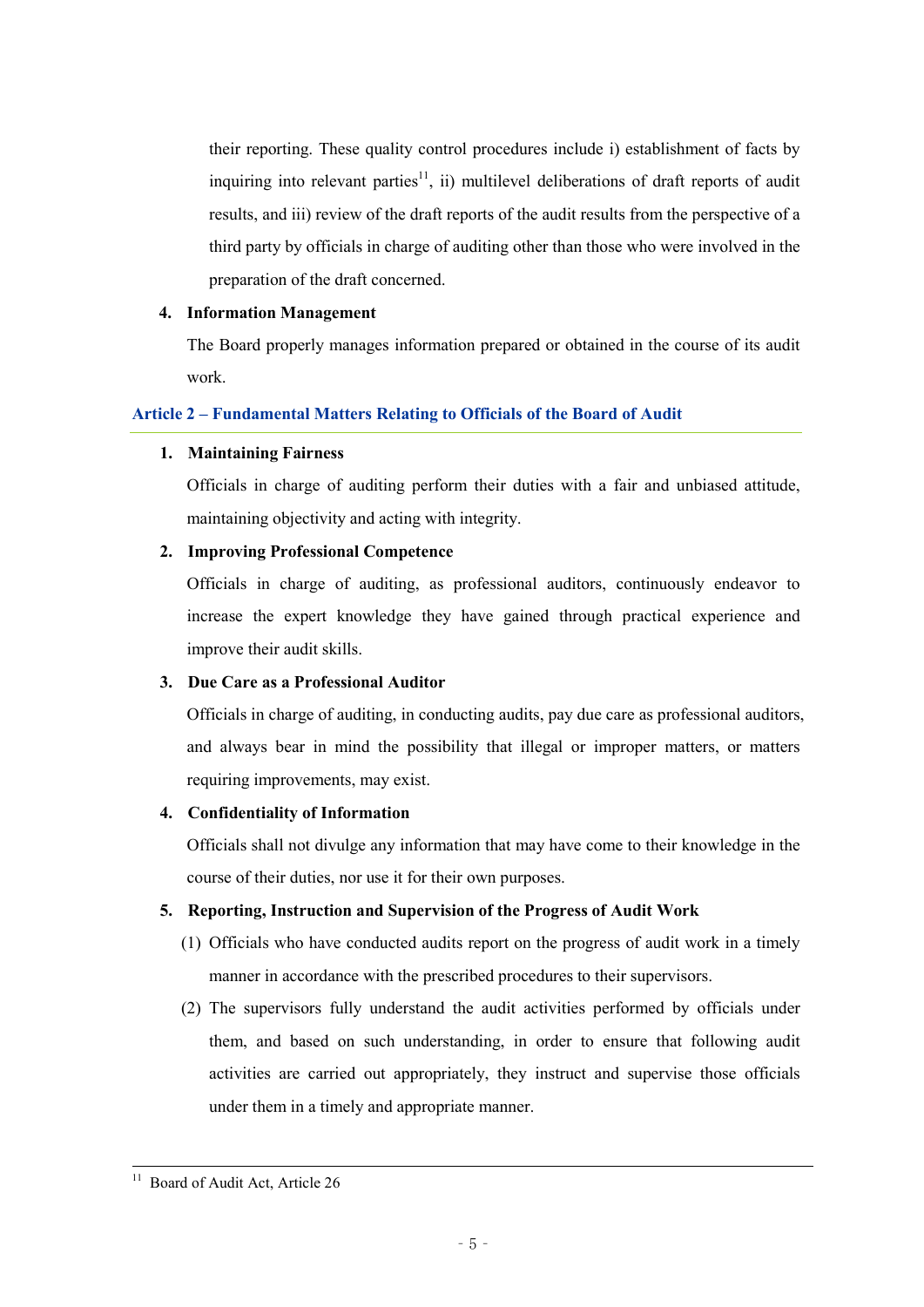their reporting. These quality control procedures include i) establishment of facts by inquiring into relevant parties[11], ii) multilevel deliberations of draft reports of audit results, and iii) review of the draft reports of the audit results from the perspective of a third party by officials in charge of auditing other than those who were involved in the preparation of the draft concerned.

4. **Information Management**

   The Board properly manages information prepared or obtained in the course of its audit work.

## Article 2 – Fundamental Matters Relating to Officials of the Board of Audit

1. **Maintaining Fairness**

   Officials in charge of auditing perform their duties with a fair and unbiased attitude, maintaining objectivity and acting with integrity.

2. **Improving Professional Competence**

   Officials in charge of auditing, as professional auditors, continuously endeavor to increase the expert knowledge they have gained through practical experience and improve their audit skills.

3. **Due Care as a Professional Auditor**

   Officials in charge of auditing, in conducting audits, pay due care as professional auditors, and always bear in mind the possibility that illegal or improper matters, or matters requiring improvements, may exist.

4. **Confidentiality of Information**

   Officials shall not divulge any information that may have come to their knowledge in the course of their duties, nor use it for their own purposes.

5. **Reporting, Instruction and Supervision of the Progress of Audit Work**

   (1) Officials who have conducted audits report on the progress of audit work in a timely manner in accordance with the prescribed procedures to their supervisors.

   (2) The supervisors fully understand the audit activities performed by officials under them, and based on such understanding, in order to ensure that following audit activities are carried out appropriately, they instruct and supervise those officials under them in a timely and appropriate manner.

---

[11] Board of Audit Act, Article 26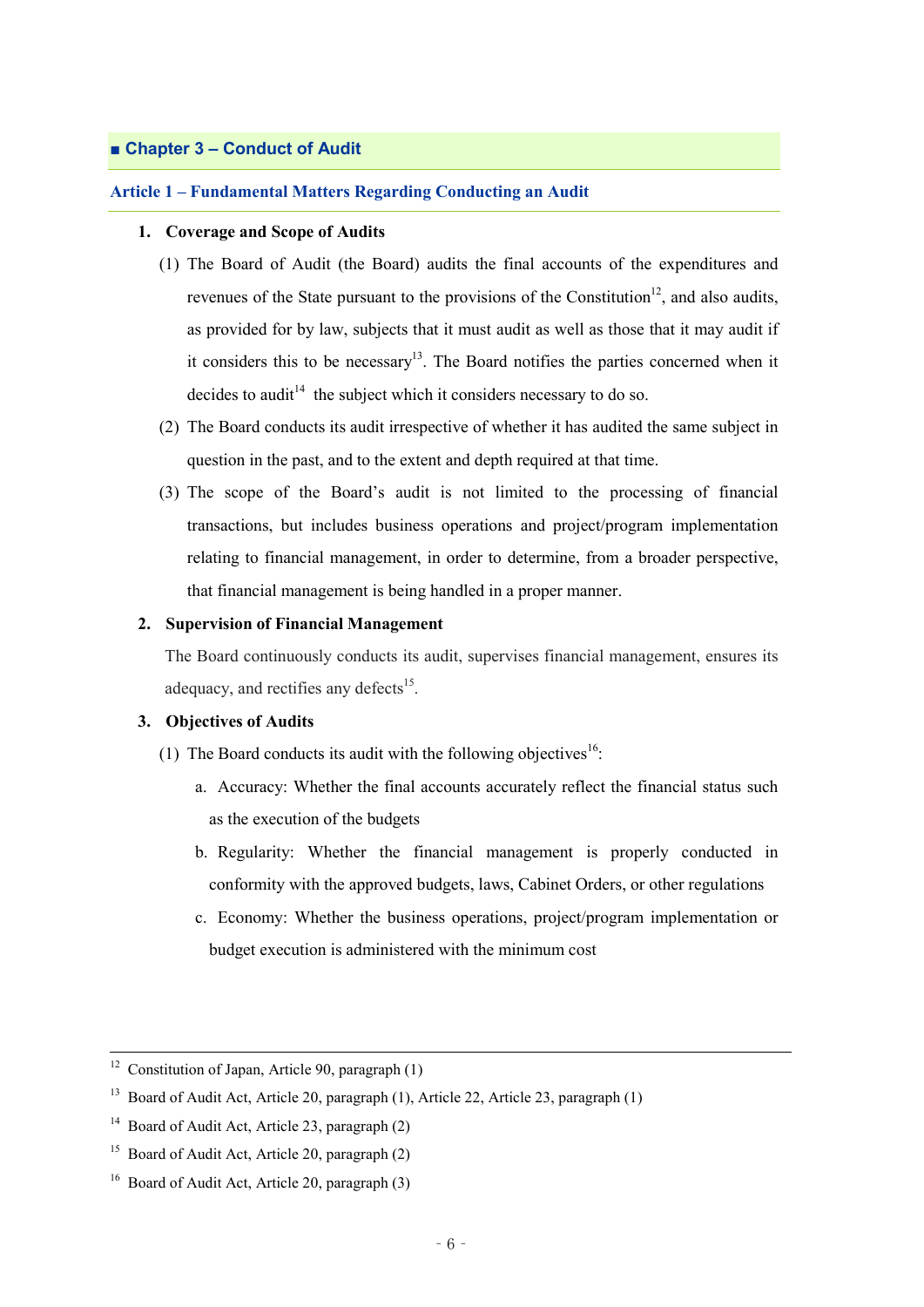## ■ Chapter 3 – Conduct of Audit

### Article 1 – Fundamental Matters Regarding Conducting an Audit

1. **Coverage and Scope of Audits**

   (1) The Board of Audit (the Board) audits the final accounts of the expenditures and revenues of the State pursuant to the provisions of the Constitution[12], and also audits, as provided for by law, subjects that it must audit as well as those that it may audit if it considers this to be necessary[13]. The Board notifies the parties concerned when it decides to audit[14] the subject which it considers necessary to do so.

   (2) The Board conducts its audit irrespective of whether it has audited the same subject in question in the past, and to the extent and depth required at that time.

   (3) The scope of the Board's audit is not limited to the processing of financial transactions, but includes business operations and project/program implementation relating to financial management, in order to determine, from a broader perspective, that financial management is being handled in a proper manner.

2. **Supervision of Financial Management**

   The Board continuously conducts its audit, supervises financial management, ensures its adequacy, and rectifies any defects[15].

3. **Objectives of Audits**

   (1) The Board conducts its audit with the following objectives[16]:

   a. Accuracy: Whether the final accounts accurately reflect the financial status such as the execution of the budgets

   b. Regularity: Whether the financial management is properly conducted in conformity with the approved budgets, laws, Cabinet Orders, or other regulations

   c. Economy: Whether the business operations, project/program implementation or budget execution is administered with the minimum cost

---

[12] Constitution of Japan, Article 90, paragraph (1)

[13] Board of Audit Act, Article 20, paragraph (1), Article 22, Article 23, paragraph (1)

[14] Board of Audit Act, Article 23, paragraph (2)

[15] Board of Audit Act, Article 20, paragraph (2)

[16] Board of Audit Act, Article 20, paragraph (3)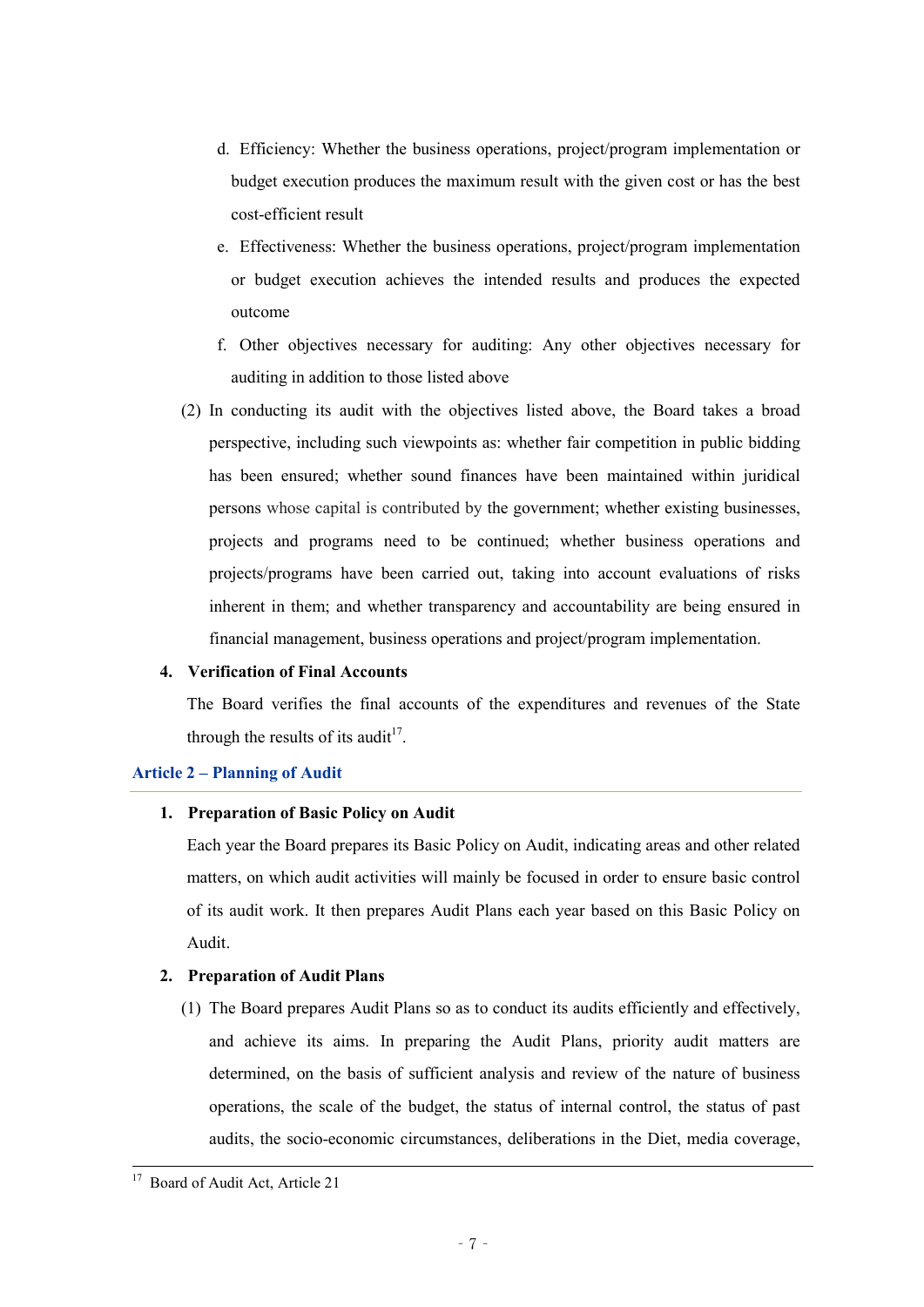d. Efficiency: Whether the business operations, project/program implementation or budget execution produces the maximum result with the given cost or has the best cost-efficient result

e. Effectiveness: Whether the business operations, project/program implementation or budget execution achieves the intended results and produces the expected outcome

f. Other objectives necessary for auditing: Any other objectives necessary for auditing in addition to those listed above

(2) In conducting its audit with the objectives listed above, the Board takes a broad perspective, including such viewpoints as: whether fair competition in public bidding has been ensured; whether sound finances have been maintained within juridical persons whose capital is contributed by the government; whether existing businesses, projects and programs need to be continued; whether business operations and projects/programs have been carried out, taking into account evaluations of risks inherent in them; and whether transparency and accountability are being ensured in financial management, business operations and project/program implementation.

**4. Verification of Final Accounts**

The Board verifies the final accounts of the expenditures and revenues of the State through the results of its audit[17].

## Article 2 – Planning of Audit

**1. Preparation of Basic Policy on Audit**

Each year the Board prepares its Basic Policy on Audit, indicating areas and other related matters, on which audit activities will mainly be focused in order to ensure basic control of its audit work. It then prepares Audit Plans each year based on this Basic Policy on Audit.

**2. Preparation of Audit Plans**

(1) The Board prepares Audit Plans so as to conduct its audits efficiently and effectively, and achieve its aims. In preparing the Audit Plans, priority audit matters are determined, on the basis of sufficient analysis and review of the nature of business operations, the scale of the budget, the status of internal control, the status of past audits, the socio-economic circumstances, deliberations in the Diet, media coverage,

[17] Board of Audit Act, Article 21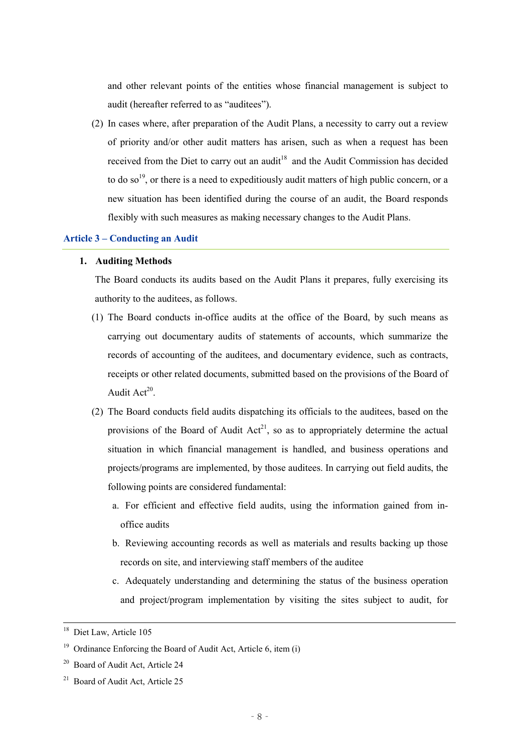and other relevant points of the entities whose financial management is subject to audit (hereafter referred to as "auditees").

(2) In cases where, after preparation of the Audit Plans, a necessity to carry out a review of priority and/or other audit matters has arisen, such as when a request has been received from the Diet to carry out an audit[18] and the Audit Commission has decided to do so[19], or there is a need to expeditiously audit matters of high public concern, or a new situation has been identified during the course of an audit, the Board responds flexibly with such measures as making necessary changes to the Audit Plans.

## Article 3 – Conducting an Audit

**1. Auditing Methods**

The Board conducts its audits based on the Audit Plans it prepares, fully exercising its authority to the auditees, as follows.

(1) The Board conducts in-office audits at the office of the Board, by such means as carrying out documentary audits of statements of accounts, which summarize the records of accounting of the auditees, and documentary evidence, such as contracts, receipts or other related documents, submitted based on the provisions of the Board of Audit Act[20].

(2) The Board conducts field audits dispatching its officials to the auditees, based on the provisions of the Board of Audit Act[21], so as to appropriately determine the actual situation in which financial management is handled, and business operations and projects/programs are implemented, by those auditees. In carrying out field audits, the following points are considered fundamental:

a. For efficient and effective field audits, using the information gained from in-office audits

b. Reviewing accounting records as well as materials and results backing up those records on site, and interviewing staff members of the auditee

c. Adequately understanding and determining the status of the business operation and project/program implementation by visiting the sites subject to audit, for

---

[18] Diet Law, Article 105

[19] Ordinance Enforcing the Board of Audit Act, Article 6, item (i)

[20] Board of Audit Act, Article 24

[21] Board of Audit Act, Article 25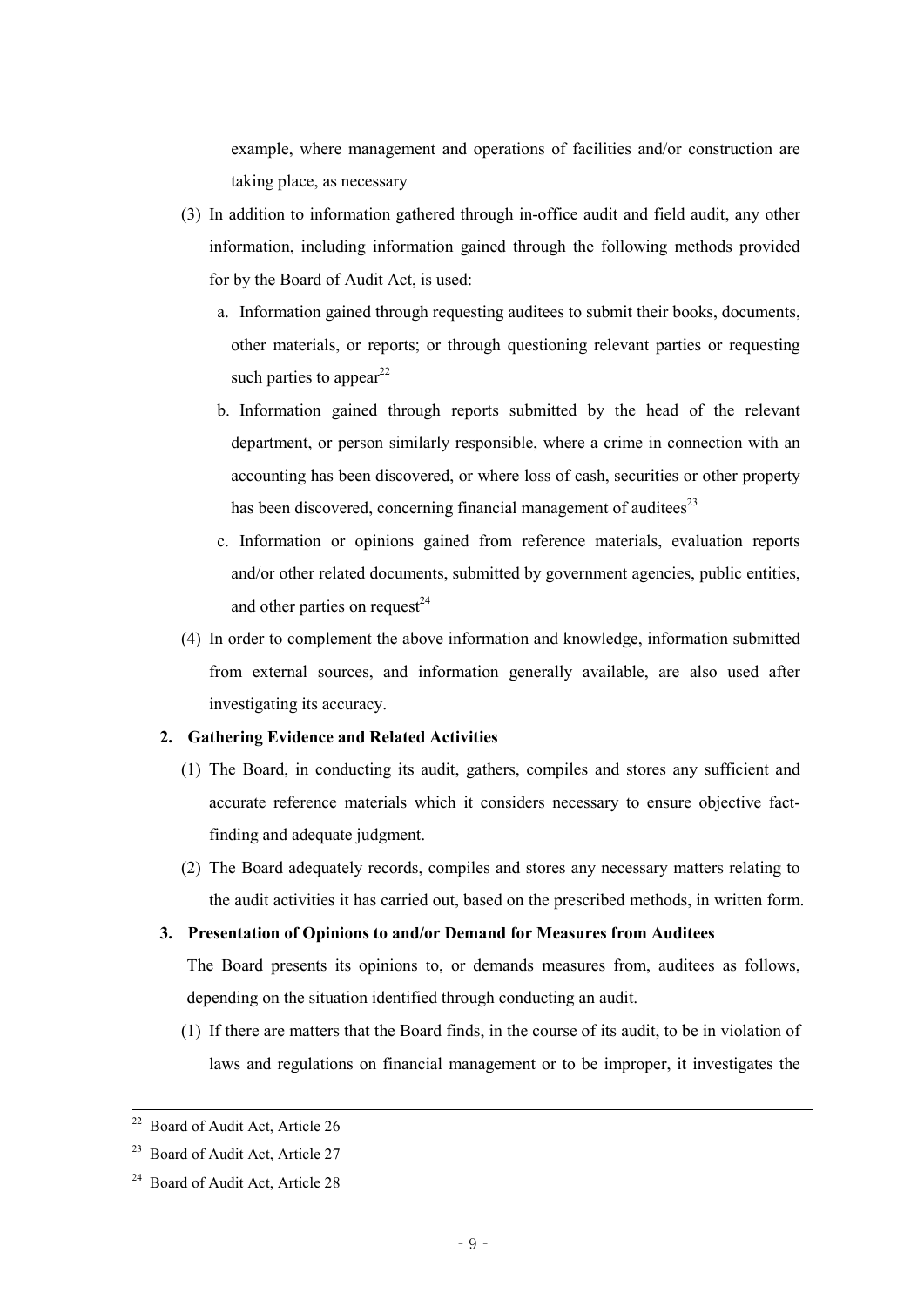example, where management and operations of facilities and/or construction are taking place, as necessary

(3) In addition to information gathered through in-office audit and field audit, any other information, including information gained through the following methods provided for by the Board of Audit Act, is used:

a. Information gained through requesting auditees to submit their books, documents, other materials, or reports; or through questioning relevant parties or requesting such parties to appear[22]

b. Information gained through reports submitted by the head of the relevant department, or person similarly responsible, where a crime in connection with an accounting has been discovered, or where loss of cash, securities or other property has been discovered, concerning financial management of auditees[23]

c. Information or opinions gained from reference materials, evaluation reports and/or other related documents, submitted by government agencies, public entities, and other parties on request[24]

(4) In order to complement the above information and knowledge, information submitted from external sources, and information generally available, are also used after investigating its accuracy.

**2. Gathering Evidence and Related Activities**

(1) The Board, in conducting its audit, gathers, compiles and stores any sufficient and accurate reference materials which it considers necessary to ensure objective fact-finding and adequate judgment.

(2) The Board adequately records, compiles and stores any necessary matters relating to the audit activities it has carried out, based on the prescribed methods, in written form.

**3. Presentation of Opinions to and/or Demand for Measures from Auditees**

The Board presents its opinions to, or demands measures from, auditees as follows, depending on the situation identified through conducting an audit.

(1) If there are matters that the Board finds, in the course of its audit, to be in violation of laws and regulations on financial management or to be improper, it investigates the

---

[22] Board of Audit Act, Article 26

[23] Board of Audit Act, Article 27

[24] Board of Audit Act, Article 28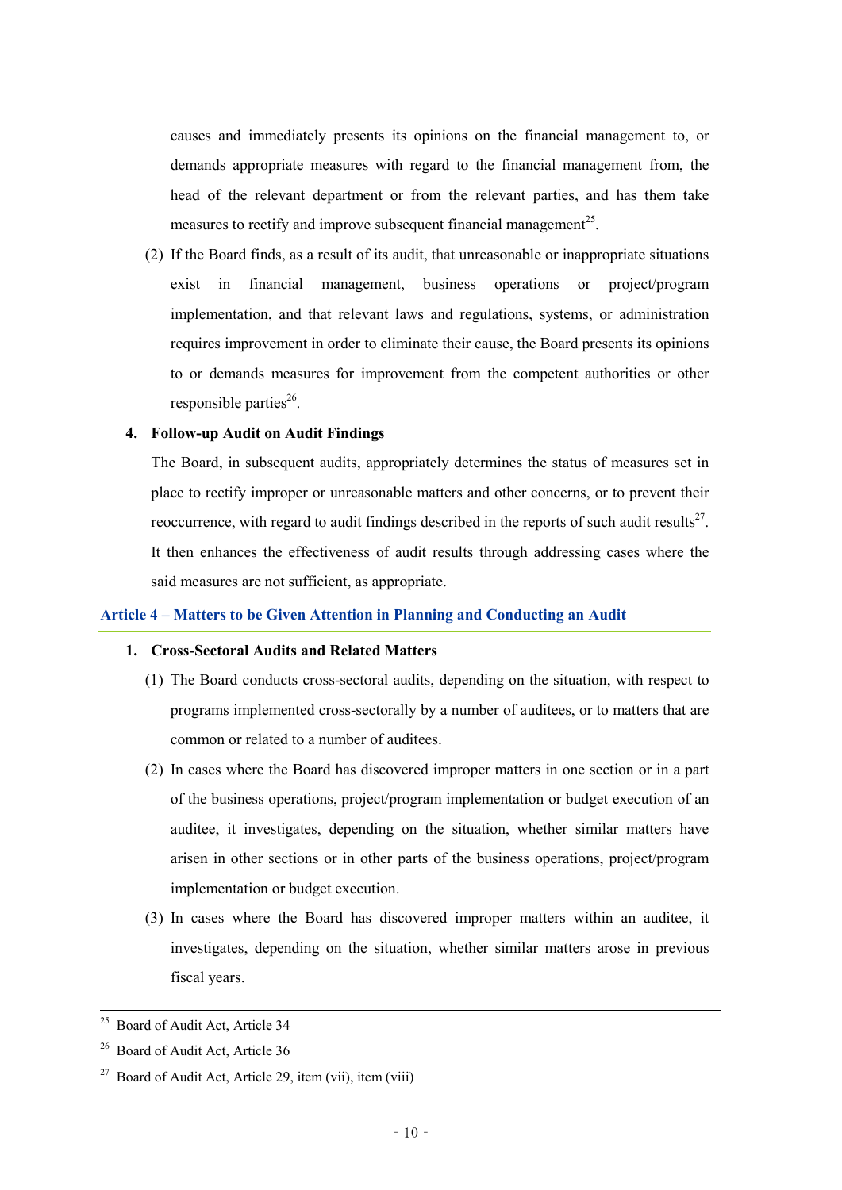causes and immediately presents its opinions on the financial management to, or demands appropriate measures with regard to the financial management from, the head of the relevant department or from the relevant parties, and has them take measures to rectify and improve subsequent financial management[25].

(2) If the Board finds, as a result of its audit, that unreasonable or inappropriate situations exist in financial management, business operations or project/program implementation, and that relevant laws and regulations, systems, or administration requires improvement in order to eliminate their cause, the Board presents its opinions to or demands measures for improvement from the competent authorities or other responsible parties[26].

**4. Follow-up Audit on Audit Findings**

The Board, in subsequent audits, appropriately determines the status of measures set in place to rectify improper or unreasonable matters and other concerns, or to prevent their reoccurrence, with regard to audit findings described in the reports of such audit results[27]. It then enhances the effectiveness of audit results through addressing cases where the said measures are not sufficient, as appropriate.

## Article 4 – Matters to be Given Attention in Planning and Conducting an Audit

**1. Cross-Sectoral Audits and Related Matters**

(1) The Board conducts cross-sectoral audits, depending on the situation, with respect to programs implemented cross-sectorally by a number of auditees, or to matters that are common or related to a number of auditees.

(2) In cases where the Board has discovered improper matters in one section or in a part of the business operations, project/program implementation or budget execution of an auditee, it investigates, depending on the situation, whether similar matters have arisen in other sections or in other parts of the business operations, project/program implementation or budget execution.

(3) In cases where the Board has discovered improper matters within an auditee, it investigates, depending on the situation, whether similar matters arose in previous fiscal years.

---

[25] Board of Audit Act, Article 34

[26] Board of Audit Act, Article 36

[27] Board of Audit Act, Article 29, item (vii), item (viii)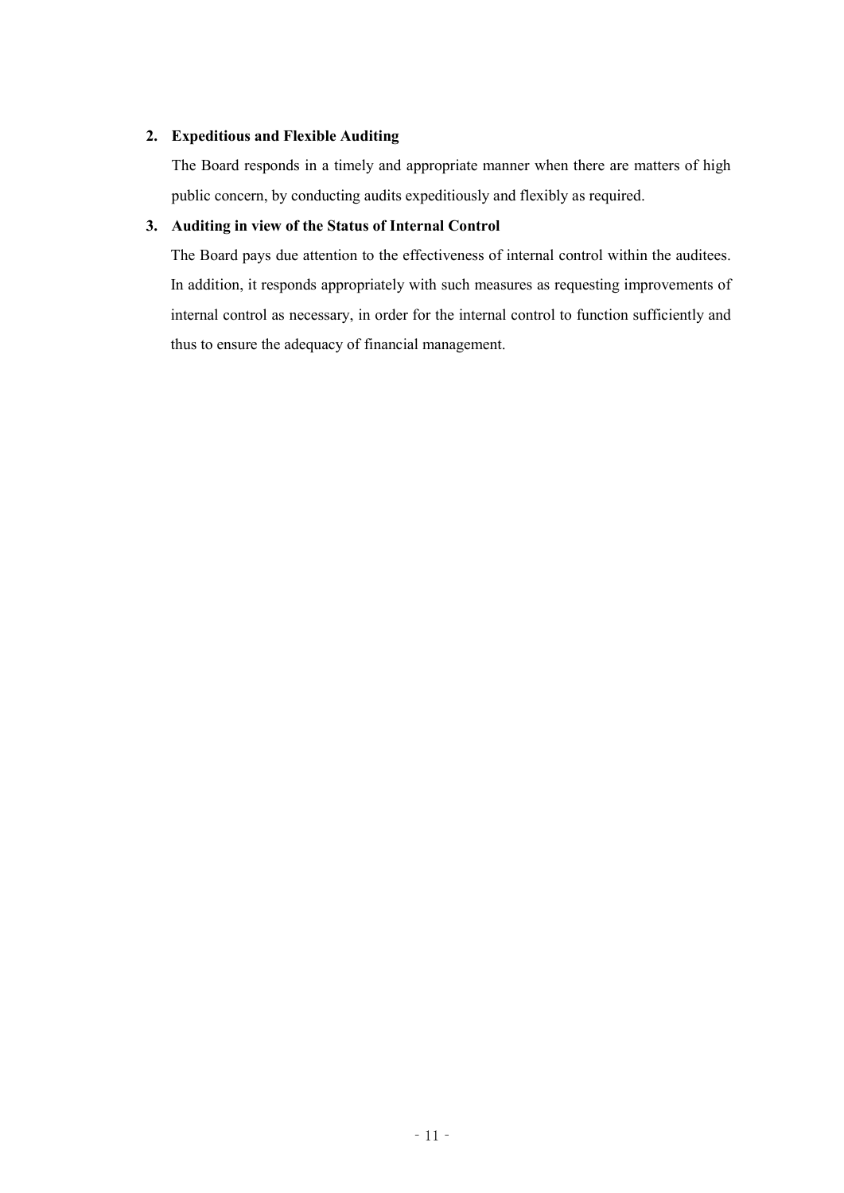**2. Expeditious and Flexible Auditing**

The Board responds in a timely and appropriate manner when there are matters of high public concern, by conducting audits expeditiously and flexibly as required.

**3. Auditing in view of the Status of Internal Control**

The Board pays due attention to the effectiveness of internal control within the auditees. In addition, it responds appropriately with such measures as requesting improvements of internal control as necessary, in order for the internal control to function sufficiently and thus to ensure the adequacy of financial management.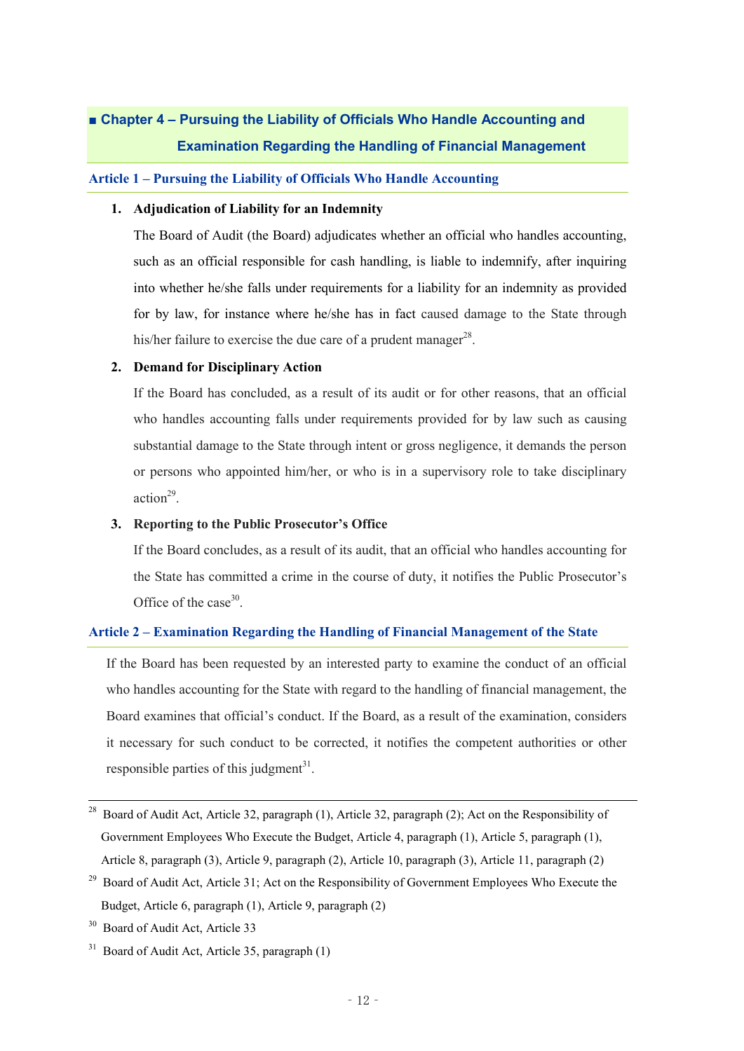## ■ Chapter 4 – Pursuing the Liability of Officials Who Handle Accounting and Examination Regarding the Handling of Financial Management

### Article 1 – Pursuing the Liability of Officials Who Handle Accounting

1. **Adjudication of Liability for an Indemnity**

   The Board of Audit (the Board) adjudicates whether an official who handles accounting, such as an official responsible for cash handling, is liable to indemnify, after inquiring into whether he/she falls under requirements for a liability for an indemnity as provided for by law, for instance where he/she has in fact caused damage to the State through his/her failure to exercise the due care of a prudent manager[28].

2. **Demand for Disciplinary Action**

   If the Board has concluded, as a result of its audit or for other reasons, that an official who handles accounting falls under requirements provided for by law such as causing substantial damage to the State through intent or gross negligence, it demands the person or persons who appointed him/her, or who is in a supervisory role to take disciplinary action[29].

3. **Reporting to the Public Prosecutor's Office**

   If the Board concludes, as a result of its audit, that an official who handles accounting for the State has committed a crime in the course of duty, it notifies the Public Prosecutor's Office of the case[30].

### Article 2 – Examination Regarding the Handling of Financial Management of the State

If the Board has been requested by an interested party to examine the conduct of an official who handles accounting for the State with regard to the handling of financial management, the Board examines that official's conduct. If the Board, as a result of the examination, considers it necessary for such conduct to be corrected, it notifies the competent authorities or other responsible parties of this judgment[31].

---

[28] Board of Audit Act, Article 32, paragraph (1), Article 32, paragraph (2); Act on the Responsibility of Government Employees Who Execute the Budget, Article 4, paragraph (1), Article 5, paragraph (1), Article 8, paragraph (3), Article 9, paragraph (2), Article 10, paragraph (3), Article 11, paragraph (2)

[29] Board of Audit Act, Article 31; Act on the Responsibility of Government Employees Who Execute the Budget, Article 6, paragraph (1), Article 9, paragraph (2)

[30] Board of Audit Act, Article 33

[31] Board of Audit Act, Article 35, paragraph (1)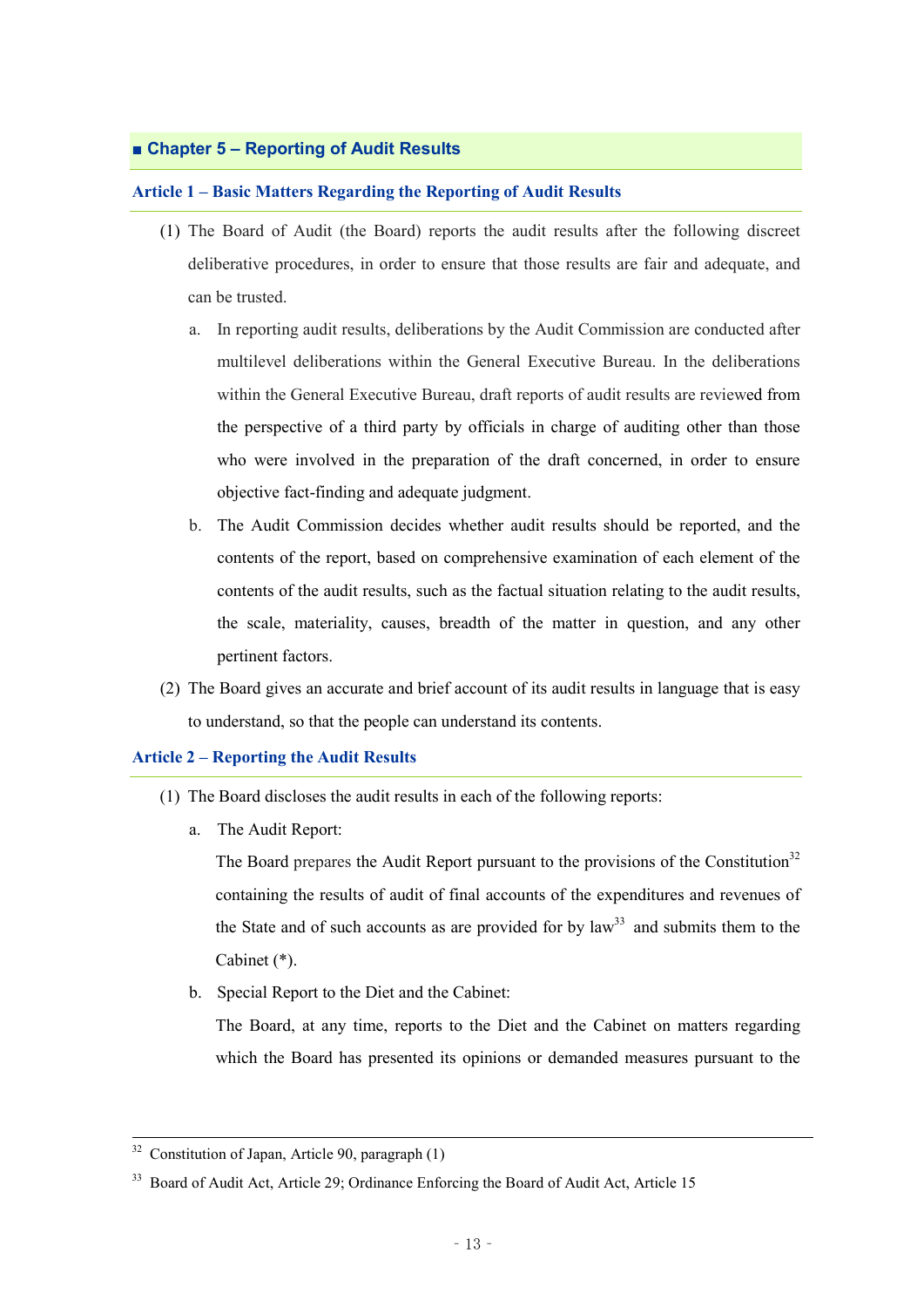## ■ Chapter 5 – Reporting of Audit Results

### Article 1 – Basic Matters Regarding the Reporting of Audit Results

(1) The Board of Audit (the Board) reports the audit results after the following discreet deliberative procedures, in order to ensure that those results are fair and adequate, and can be trusted.

a. In reporting audit results, deliberations by the Audit Commission are conducted after multilevel deliberations within the General Executive Bureau. In the deliberations within the General Executive Bureau, draft reports of audit results are reviewed from the perspective of a third party by officials in charge of auditing other than those who were involved in the preparation of the draft concerned, in order to ensure objective fact-finding and adequate judgment.

b. The Audit Commission decides whether audit results should be reported, and the contents of the report, based on comprehensive examination of each element of the contents of the audit results, such as the factual situation relating to the audit results, the scale, materiality, causes, breadth of the matter in question, and any other pertinent factors.

(2) The Board gives an accurate and brief account of its audit results in language that is easy to understand, so that the people can understand its contents.

### Article 2 – Reporting the Audit Results

(1) The Board discloses the audit results in each of the following reports:

a. The Audit Report:

The Board prepares the Audit Report pursuant to the provisions of the Constitution[32] containing the results of audit of final accounts of the expenditures and revenues of the State and of such accounts as are provided for by law[33] and submits them to the Cabinet (*).

b. Special Report to the Diet and the Cabinet:

The Board, at any time, reports to the Diet and the Cabinet on matters regarding which the Board has presented its opinions or demanded measures pursuant to the

---

[32] Constitution of Japan, Article 90, paragraph (1)

[33] Board of Audit Act, Article 29; Ordinance Enforcing the Board of Audit Act, Article 15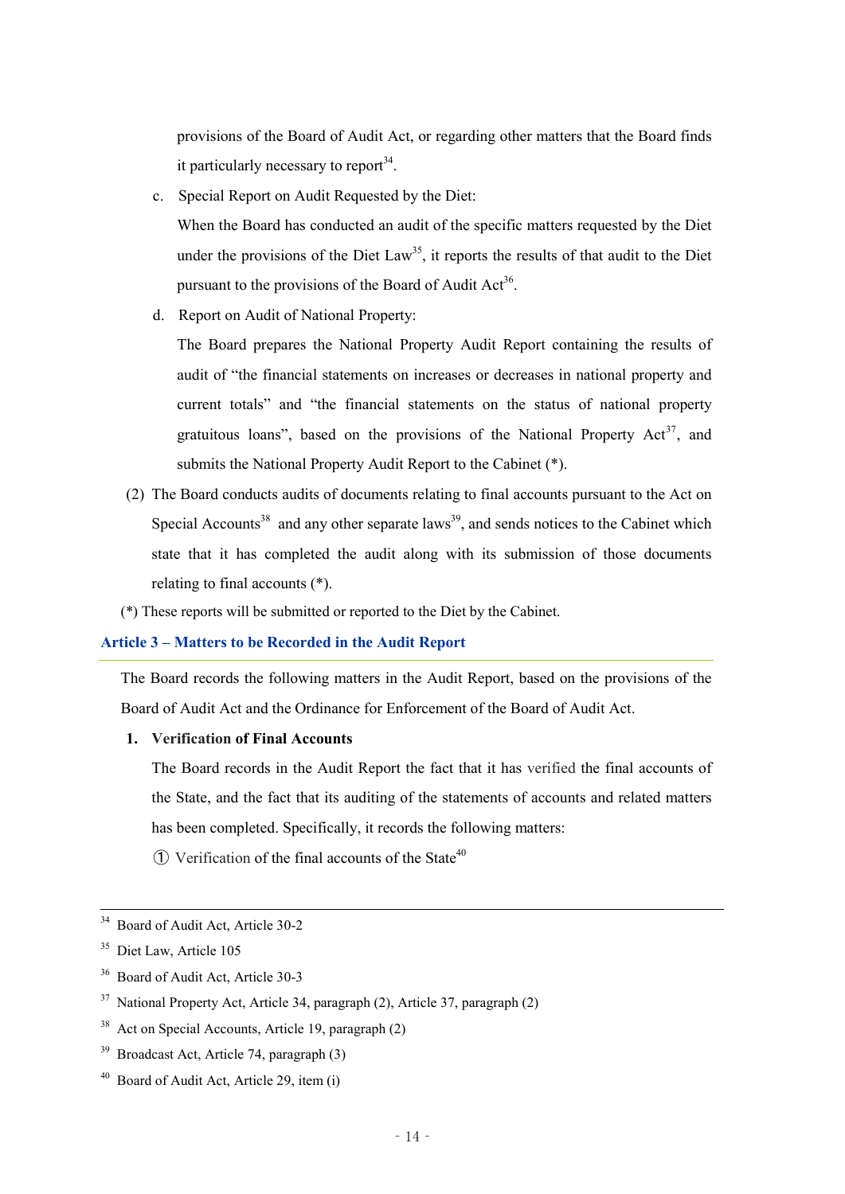provisions of the Board of Audit Act, or regarding other matters that the Board finds it particularly necessary to report[34].

c. Special Report on Audit Requested by the Diet:

   When the Board has conducted an audit of the specific matters requested by the Diet under the provisions of the Diet Law[35], it reports the results of that audit to the Diet pursuant to the provisions of the Board of Audit Act[36].

d. Report on Audit of National Property:

   The Board prepares the National Property Audit Report containing the results of audit of "the financial statements on increases or decreases in national property and current totals" and "the financial statements on the status of national property gratuitous loans", based on the provisions of the National Property Act[37], and submits the National Property Audit Report to the Cabinet (*).

(2) The Board conducts audits of documents relating to final accounts pursuant to the Act on Special Accounts[38] and any other separate laws[39], and sends notices to the Cabinet which state that it has completed the audit along with its submission of those documents relating to final accounts (*).

(*) These reports will be submitted or reported to the Diet by the Cabinet.

### Article 3 – Matters to be Recorded in the Audit Report

The Board records the following matters in the Audit Report, based on the provisions of the Board of Audit Act and the Ordinance for Enforcement of the Board of Audit Act.

1. **Verification of Final Accounts**

   The Board records in the Audit Report the fact that it has verified the final accounts of the State, and the fact that its auditing of the statements of accounts and related matters has been completed. Specifically, it records the following matters:

   ① Verification of the final accounts of the State[40]

---

[34] Board of Audit Act, Article 30-2

[35] Diet Law, Article 105

[36] Board of Audit Act, Article 30-3

[37] National Property Act, Article 34, paragraph (2), Article 37, paragraph (2)

[38] Act on Special Accounts, Article 19, paragraph (2)

[39] Broadcast Act, Article 74, paragraph (3)

[40] Board of Audit Act, Article 29, item (i)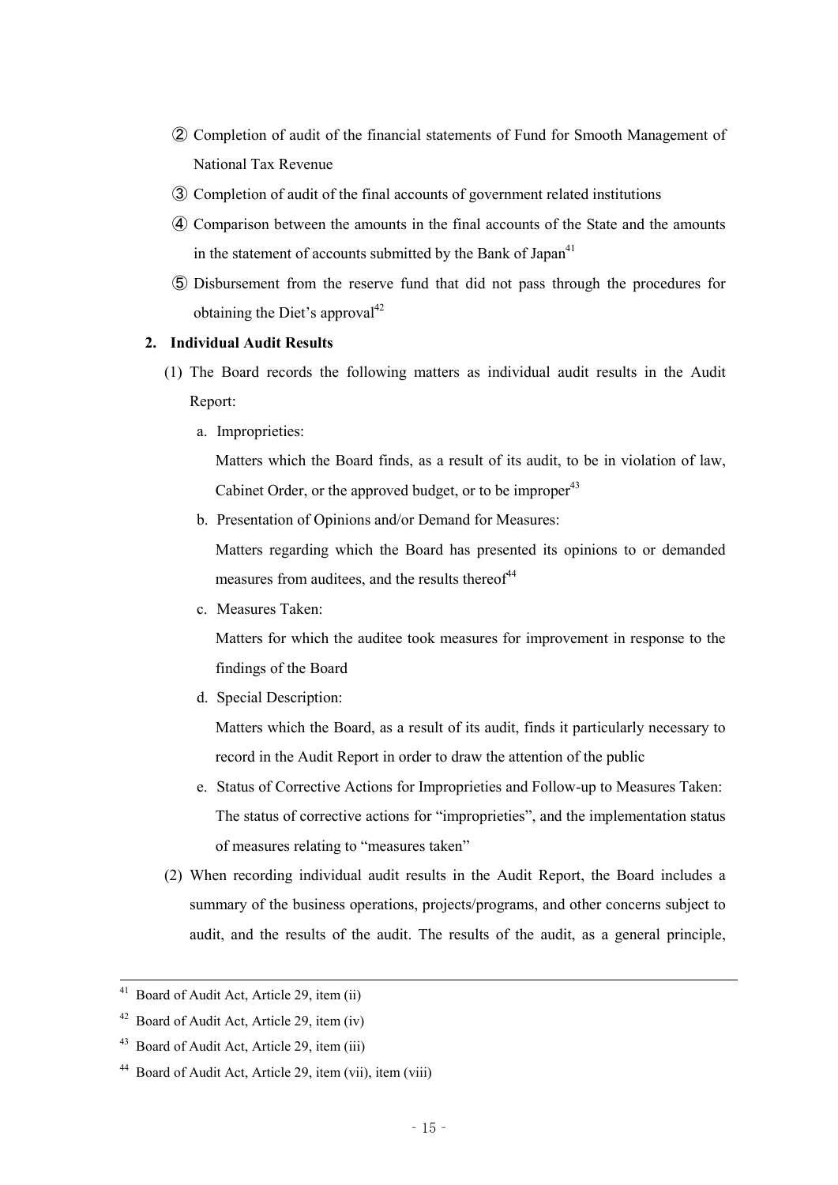② Completion of audit of the financial statements of Fund for Smooth Management of National Tax Revenue

③ Completion of audit of the final accounts of government related institutions

④ Comparison between the amounts in the final accounts of the State and the amounts in the statement of accounts submitted by the Bank of Japan[41]

⑤ Disbursement from the reserve fund that did not pass through the procedures for obtaining the Diet's approval[42]

## 2. Individual Audit Results

(1) The Board records the following matters as individual audit results in the Audit Report:

a. Improprieties:

Matters which the Board finds, as a result of its audit, to be in violation of law, Cabinet Order, or the approved budget, or to be improper[43]

b. Presentation of Opinions and/or Demand for Measures:

Matters regarding which the Board has presented its opinions to or demanded measures from auditees, and the results thereof[44]

c. Measures Taken:

Matters for which the auditee took measures for improvement in response to the findings of the Board

d. Special Description:

Matters which the Board, as a result of its audit, finds it particularly necessary to record in the Audit Report in order to draw the attention of the public

e. Status of Corrective Actions for Improprieties and Follow-up to Measures Taken:

The status of corrective actions for "improprieties", and the implementation status of measures relating to "measures taken"

(2) When recording individual audit results in the Audit Report, the Board includes a summary of the business operations, projects/programs, and other concerns subject to audit, and the results of the audit. The results of the audit, as a general principle,

---

[41] Board of Audit Act, Article 29, item (ii)

[42] Board of Audit Act, Article 29, item (iv)

[43] Board of Audit Act, Article 29, item (iii)

[44] Board of Audit Act, Article 29, item (vii), item (viii)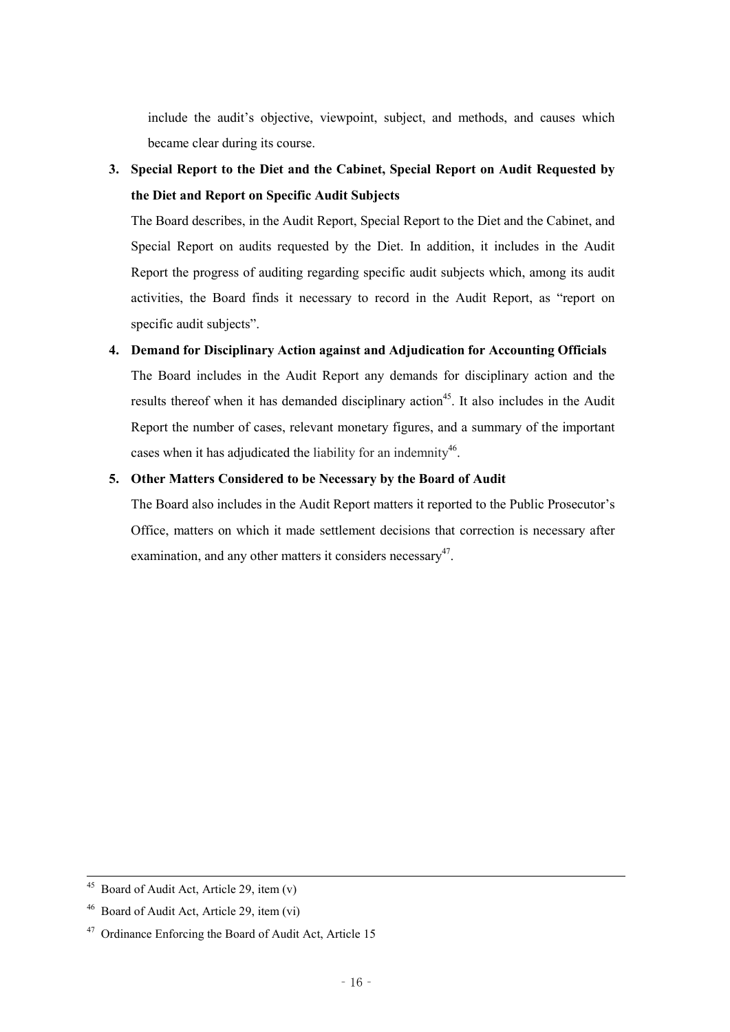include the audit's objective, viewpoint, subject, and methods, and causes which became clear during its course.

3. **Special Report to the Diet and the Cabinet, Special Report on Audit Requested by the Diet and Report on Specific Audit Subjects**

   The Board describes, in the Audit Report, Special Report to the Diet and the Cabinet, and Special Report on audits requested by the Diet. In addition, it includes in the Audit Report the progress of auditing regarding specific audit subjects which, among its audit activities, the Board finds it necessary to record in the Audit Report, as "report on specific audit subjects".

4. **Demand for Disciplinary Action against and Adjudication for Accounting Officials**

   The Board includes in the Audit Report any demands for disciplinary action and the results thereof when it has demanded disciplinary action[45]. It also includes in the Audit Report the number of cases, relevant monetary figures, and a summary of the important cases when it has adjudicated the liability for an indemnity[46].

5. **Other Matters Considered to be Necessary by the Board of Audit**

   The Board also includes in the Audit Report matters it reported to the Public Prosecutor's Office, matters on which it made settlement decisions that correction is necessary after examination, and any other matters it considers necessary[47].

---

[45] Board of Audit Act, Article 29, item (v)

[46] Board of Audit Act, Article 29, item (vi)

[47] Ordinance Enforcing the Board of Audit Act, Article 15